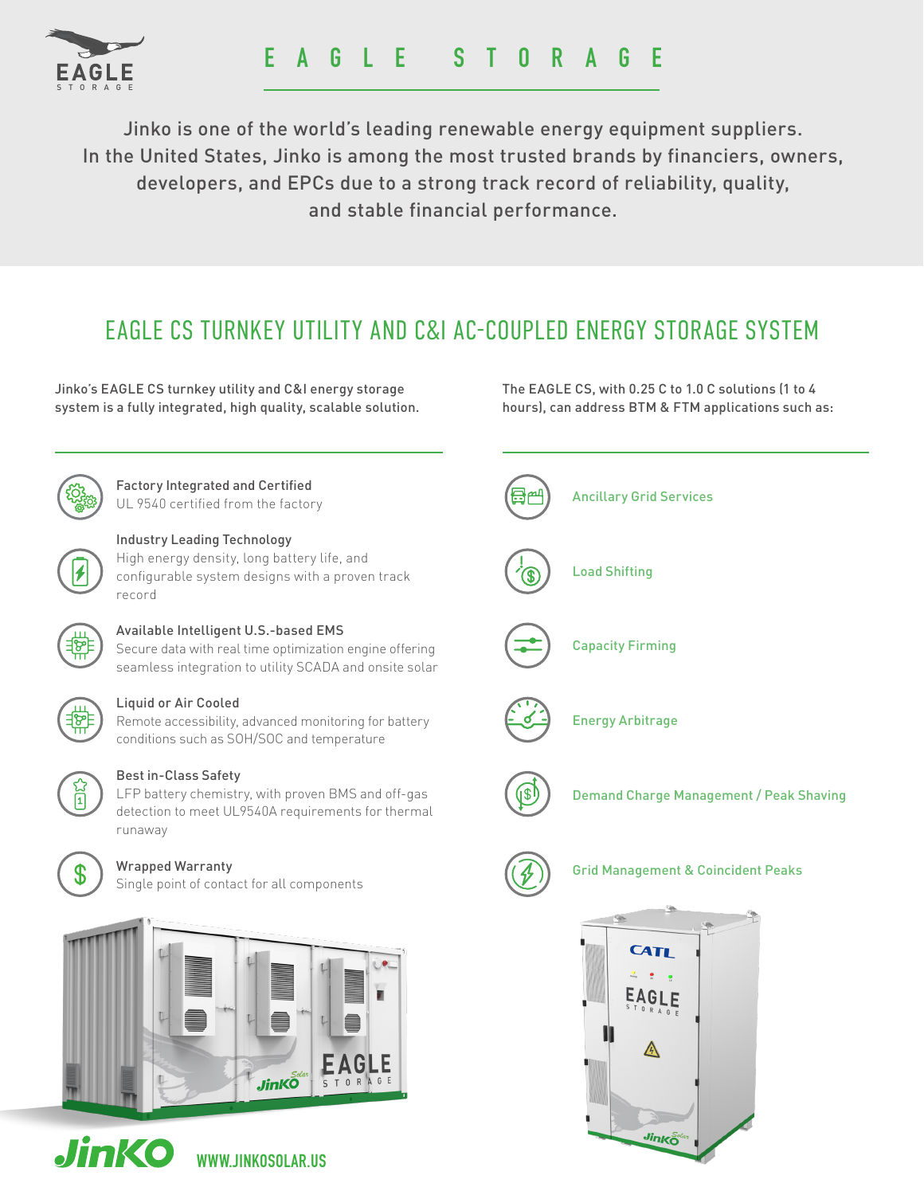# EAGLE STORAGE

Jinko is one of the world's leading renewable energy equipment suppliers. In the United States, Jinko is among the most trusted brands by financiers, owners, developers, and EPCs due to a strong track record of reliability, quality, and stable financial performance.

## EAGLE CS TURNKEY UTILITY AND C&I AC-COUPLED ENERGY STORAGE SYSTEM

Jinko's EAGLE CS turnkey utility and C&I energy storage system is a fully integrated, high quality, scalable solution.

**Factory Integrated and Certified**
UL 9540 certified from the factory

**Industry Leading Technology**
High energy density, long battery life, and configurable system designs with a proven track record

**Available Intelligent U.S.-based EMS**
Secure data with real time optimization engine offering seamless integration to utility SCADA and onsite solar

**Liquid or Air Cooled**
Remote accessibility, advanced monitoring for battery conditions such as SOH/SOC and temperature

**Best in-Class Safety**
LFP battery chemistry, with proven BMS and off-gas detection to meet UL9540A requirements for thermal runaway

**Wrapped Warranty**
Single point of contact for all components

The EAGLE CS, with 0.25 C to 1.0 C solutions (1 to 4 hours), can address BTM & FTM applications such as:

- Ancillary Grid Services
- Load Shifting
- Capacity Firming
- Energy Arbitrage
- Demand Charge Management / Peak Shaving
- Grid Management & Coincident Peaks

WWW.JINKOSOLAR.US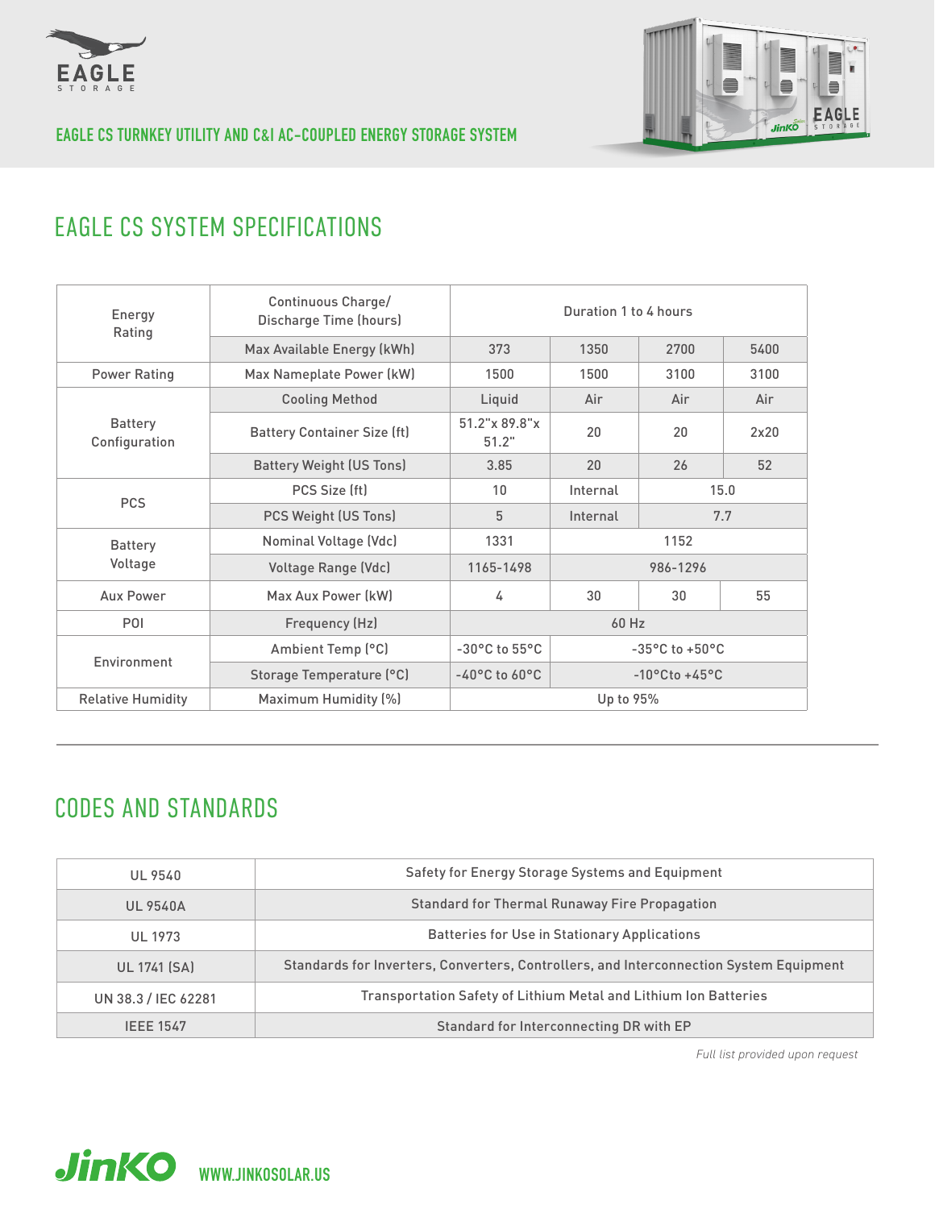EAGLE STORAGE

EAGLE CS TURNKEY UTILITY AND C&I AC-COUPLED ENERGY STORAGE SYSTEM

## EAGLE CS SYSTEM SPECIFICATIONS

| | | | | | |
|---|---|---|---|---|---|
| Energy Rating | Continuous Charge/ Discharge Time (hours) | Duration 1 to 4 hours | | | |
| | Max Available Energy (kWh) | 373 | 1350 | 2700 | 5400 |
| Power Rating | Max Nameplate Power (kW) | 1500 | 1500 | 3100 | 3100 |
| Battery Configuration | Cooling Method | Liquid | Air | Air | Air |
| | Battery Container Size (ft) | 51.2"x 89.8"x 51.2" | 20 | 20 | 2x20 |
| | Battery Weight (US Tons) | 3.85 | 20 | 26 | 52 |
| PCS | PCS Size (ft) | 10 | Internal | 15.0 | |
| | PCS Weight (US Tons) | 5 | Internal | 7.7 | |
| Battery Voltage | Nominal Voltage (Vdc) | 1331 | 1152 | | |
| | Voltage Range (Vdc) | 1165-1498 | 986-1296 | | |
| Aux Power | Max Aux Power (kW) | 4 | 30 | 30 | 55 |
| POI | Frequency (Hz) | 60 Hz | | | |
| Environment | Ambient Temp (°C) | -30°C to 55°C | -35°C to +50°C | | |
| | Storage Temperature (°C) | -40°C to 60°C | -10°Cto +45°C | | |
| Relative Humidity | Maximum Humidity (%) | Up to 95% | | | |

## CODES AND STANDARDS

| | |
|---|---|
| UL 9540 | Safety for Energy Storage Systems and Equipment |
| UL 9540A | Standard for Thermal Runaway Fire Propagation |
| UL 1973 | Batteries for Use in Stationary Applications |
| UL 1741 (SA) | Standards for Inverters, Converters, Controllers, and Interconnection System Equipment |
| UN 38.3 / IEC 62281 | Transportation Safety of Lithium Metal and Lithium Ion Batteries |
| IEEE 1547 | Standard for Interconnecting DR with EP |

*Full list provided upon request*

JinKO WWW.JINKOSOLAR.US